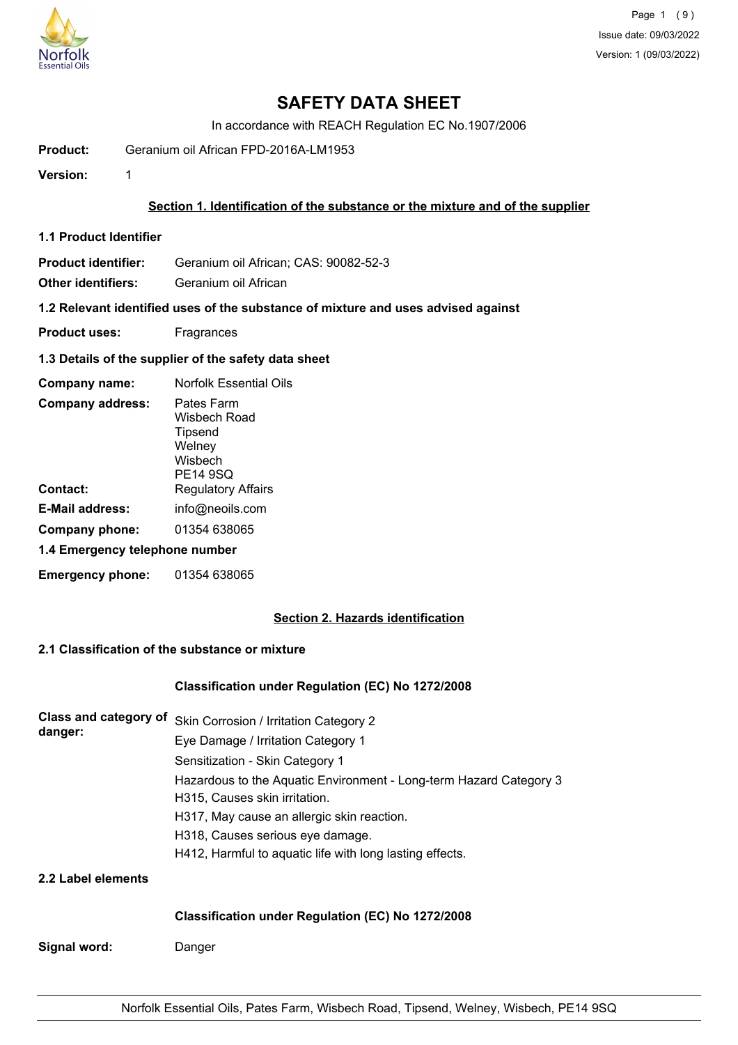# SAFETY DATA SHEET

In accordance with REACH Regulation EC No.1907/2006

**Product:** Geranium oil African FPD-2016A-LM1953

**Version:** 1

## Section 1. Identification of the substance or the mixture and of the supplier

### 1.1 Product Identifier

**Product identifier:** Geranium oil African; CAS: 90082-52-3

**Other identifiers:** Geranium oil African

### 1.2 Relevant identified uses of the substance of mixture and uses advised against

**Product uses:** Fragrances

### 1.3 Details of the supplier of the safety data sheet

**Company name:** Norfolk Essential Oils

**Company address:** Pates Farm
Wisbech Road
Tipsend
Welney
Wisbech
PE14 9SQ

**Contact:** Regulatory Affairs

**E-Mail address:** info@neoils.com

**Company phone:** 01354 638065

### 1.4 Emergency telephone number

**Emergency phone:** 01354 638065

## Section 2. Hazards identification

### 2.1 Classification of the substance or mixture

**Classification under Regulation (EC) No 1272/2008**

**Class and category of danger:**
Skin Corrosion / Irritation Category 2
Eye Damage / Irritation Category 1
Sensitization - Skin Category 1
Hazardous to the Aquatic Environment - Long-term Hazard Category 3
H315, Causes skin irritation.
H317, May cause an allergic skin reaction.
H318, Causes serious eye damage.
H412, Harmful to aquatic life with long lasting effects.

### 2.2 Label elements

**Classification under Regulation (EC) No 1272/2008**

**Signal word:** Danger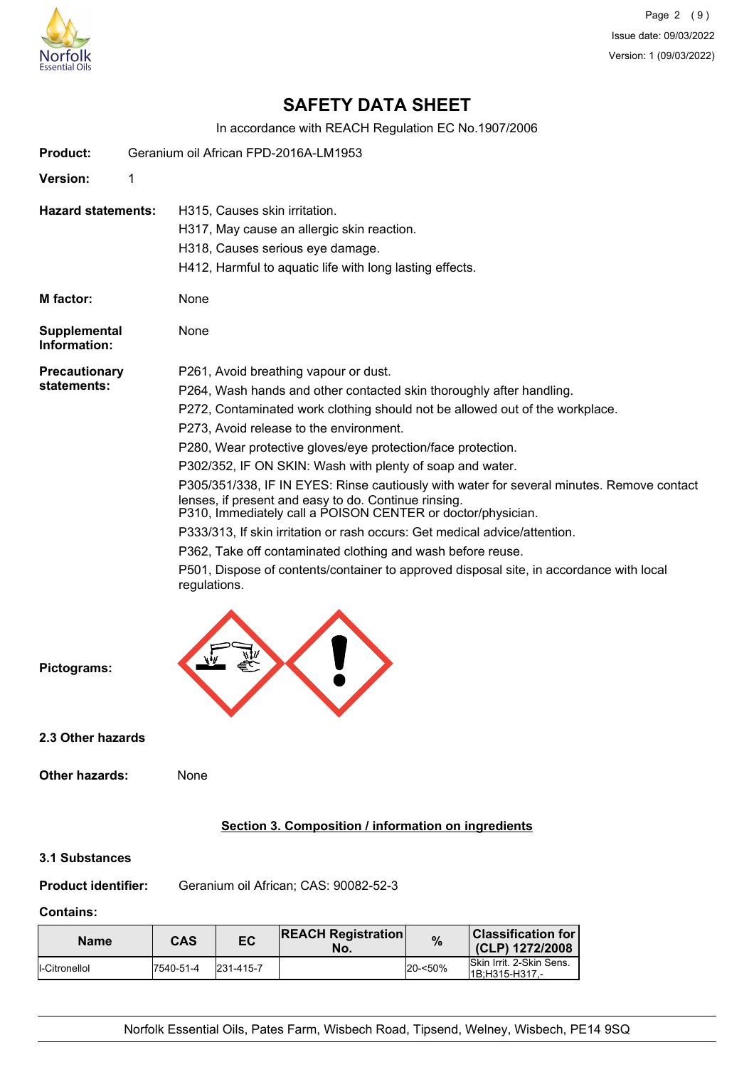# SAFETY DATA SHEET

In accordance with REACH Regulation EC No.1907/2006

**Product:** Geranium oil African FPD-2016A-LM1953

**Version:** 1

**Hazard statements:**
H315, Causes skin irritation.
H317, May cause an allergic skin reaction.
H318, Causes serious eye damage.
H412, Harmful to aquatic life with long lasting effects.

**M factor:** None

**Supplemental Information:** None

**Precautionary statements:**
P261, Avoid breathing vapour or dust.
P264, Wash hands and other contacted skin thoroughly after handling.
P272, Contaminated work clothing should not be allowed out of the workplace.
P273, Avoid release to the environment.
P280, Wear protective gloves/eye protection/face protection.
P302/352, IF ON SKIN: Wash with plenty of soap and water.
P305/351/338, IF IN EYES: Rinse cautiously with water for several minutes. Remove contact lenses, if present and easy to do. Continue rinsing.
P310, Immediately call a POISON CENTER or doctor/physician.
P333/313, If skin irritation or rash occurs: Get medical advice/attention.
P362, Take off contaminated clothing and wash before reuse.
P501, Dispose of contents/container to approved disposal site, in accordance with local regulations.

**Pictograms:**

### 2.3 Other hazards

**Other hazards:** None

## Section 3. Composition / information on ingredients

### 3.1 Substances

**Product identifier:** Geranium oil African; CAS: 90082-52-3

**Contains:**

| Name | CAS | EC | REACH Registration No. | % | Classification for (CLP) 1272/2008 |
|---|---|---|---|---|---|
| l-Citronellol | 7540-51-4 | 231-415-7 | | 20-<50% | Skin Irrit. 2-Skin Sens. 1B;H315-H317,- |

Norfolk Essential Oils, Pates Farm, Wisbech Road, Tipsend, Welney, Wisbech, PE14 9SQ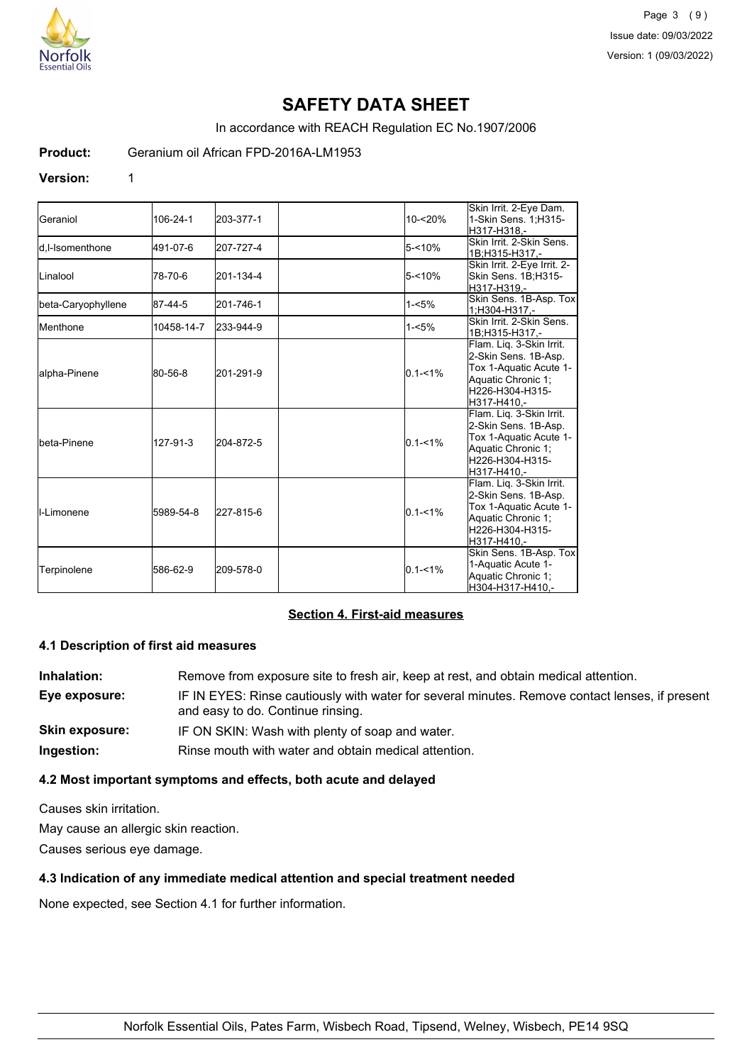# SAFETY DATA SHEET

In accordance with REACH Regulation EC No.1907/2006

**Product:** Geranium oil African FPD-2016A-LM1953

**Version:** 1

| | | | | | |
|---|---|---|---|---|---|
| Geraniol | 106-24-1 | 203-377-1 | | 10-<20% | Skin Irrit. 2-Eye Dam. 1-Skin Sens. 1;H315-H317-H318,- |
| d,l-Isomenthone | 491-07-6 | 207-727-4 | | 5-<10% | Skin Irrit. 2-Skin Sens. 1B;H315-H317,- |
| Linalool | 78-70-6 | 201-134-4 | | 5-<10% | Skin Irrit. 2-Eye Irrit. 2-Skin Sens. 1B;H315-H317-H319,- |
| beta-Caryophyllene | 87-44-5 | 201-746-1 | | 1-<5% | Skin Sens. 1B-Asp. Tox 1;H304-H317,- |
| Menthone | 10458-14-7 | 233-944-9 | | 1-<5% | Skin Irrit. 2-Skin Sens. 1B;H315-H317,- |
| alpha-Pinene | 80-56-8 | 201-291-9 | | 0.1-<1% | Flam. Liq. 3-Skin Irrit. 2-Skin Sens. 1B-Asp. Tox 1-Aquatic Acute 1-Aquatic Chronic 1; H226-H304-H315-H317-H410,- |
| beta-Pinene | 127-91-3 | 204-872-5 | | 0.1-<1% | Flam. Liq. 3-Skin Irrit. 2-Skin Sens. 1B-Asp. Tox 1-Aquatic Acute 1-Aquatic Chronic 1; H226-H304-H315-H317-H410,- |
| l-Limonene | 5989-54-8 | 227-815-6 | | 0.1-<1% | Flam. Liq. 3-Skin Irrit. 2-Skin Sens. 1B-Asp. Tox 1-Aquatic Acute 1-Aquatic Chronic 1; H226-H304-H315-H317-H410,- |
| Terpinolene | 586-62-9 | 209-578-0 | | 0.1-<1% | Skin Sens. 1B-Asp. Tox 1-Aquatic Acute 1-Aquatic Chronic 1; H304-H317-H410,- |

## Section 4. First-aid measures

### 4.1 Description of first aid measures

**Inhalation:** Remove from exposure site to fresh air, keep at rest, and obtain medical attention.

**Eye exposure:** IF IN EYES: Rinse cautiously with water for several minutes. Remove contact lenses, if present and easy to do. Continue rinsing.

**Skin exposure:** IF ON SKIN: Wash with plenty of soap and water.

**Ingestion:** Rinse mouth with water and obtain medical attention.

### 4.2 Most important symptoms and effects, both acute and delayed

Causes skin irritation.

May cause an allergic skin reaction.

Causes serious eye damage.

### 4.3 Indication of any immediate medical attention and special treatment needed

None expected, see Section 4.1 for further information.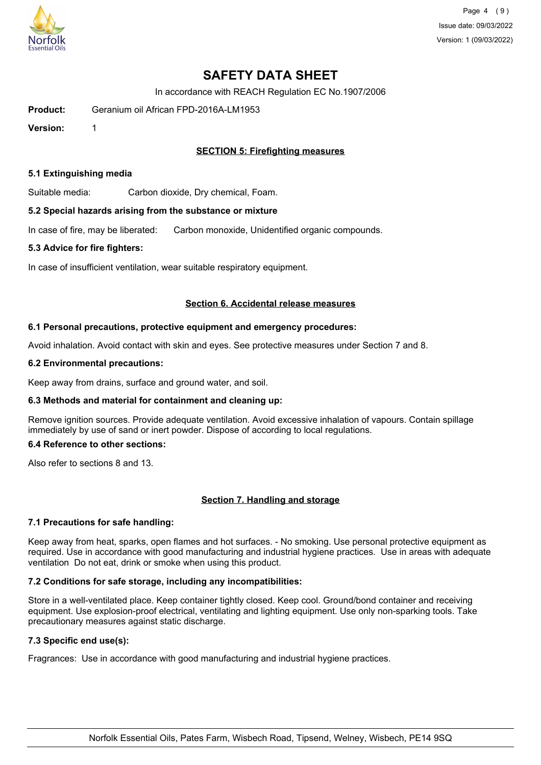# SAFETY DATA SHEET

In accordance with REACH Regulation EC No.1907/2006

**Product:** Geranium oil African FPD-2016A-LM1953

**Version:** 1

## SECTION 5: Firefighting measures

### 5.1 Extinguishing media

Suitable media: Carbon dioxide, Dry chemical, Foam.

### 5.2 Special hazards arising from the substance or mixture

In case of fire, may be liberated: Carbon monoxide, Unidentified organic compounds.

### 5.3 Advice for fire fighters:

In case of insufficient ventilation, wear suitable respiratory equipment.

## Section 6. Accidental release measures

### 6.1 Personal precautions, protective equipment and emergency procedures:

Avoid inhalation. Avoid contact with skin and eyes. See protective measures under Section 7 and 8.

### 6.2 Environmental precautions:

Keep away from drains, surface and ground water, and soil.

### 6.3 Methods and material for containment and cleaning up:

Remove ignition sources. Provide adequate ventilation. Avoid excessive inhalation of vapours. Contain spillage immediately by use of sand or inert powder. Dispose of according to local regulations.

### 6.4 Reference to other sections:

Also refer to sections 8 and 13.

## Section 7. Handling and storage

### 7.1 Precautions for safe handling:

Keep away from heat, sparks, open flames and hot surfaces. - No smoking. Use personal protective equipment as required. Use in accordance with good manufacturing and industrial hygiene practices. Use in areas with adequate ventilation Do not eat, drink or smoke when using this product.

### 7.2 Conditions for safe storage, including any incompatibilities:

Store in a well-ventilated place. Keep container tightly closed. Keep cool. Ground/bond container and receiving equipment. Use explosion-proof electrical, ventilating and lighting equipment. Use only non-sparking tools. Take precautionary measures against static discharge.

### 7.3 Specific end use(s):

Fragrances: Use in accordance with good manufacturing and industrial hygiene practices.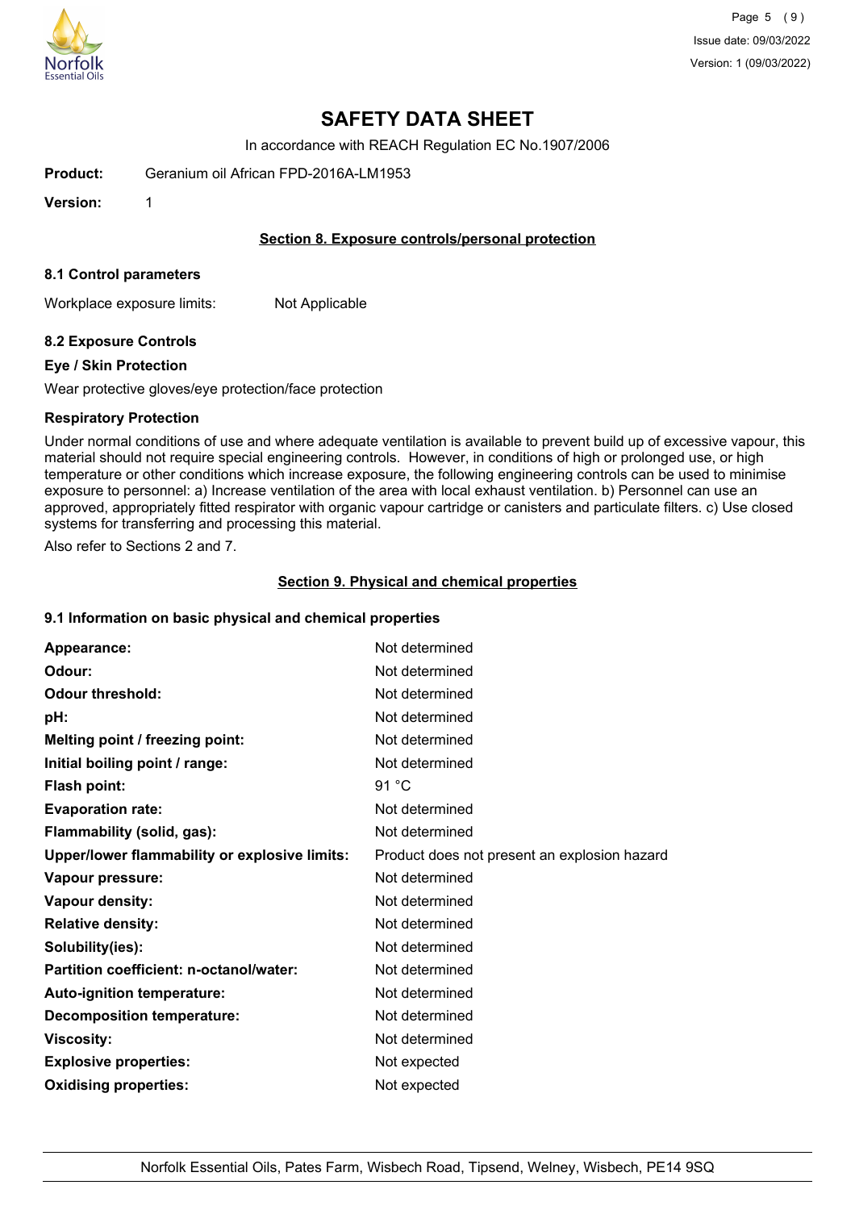# SAFETY DATA SHEET

In accordance with REACH Regulation EC No.1907/2006

**Product:** Geranium oil African FPD-2016A-LM1953

**Version:** 1

## Section 8. Exposure controls/personal protection

### 8.1 Control parameters

Workplace exposure limits: Not Applicable

### 8.2 Exposure Controls

**Eye / Skin Protection**

Wear protective gloves/eye protection/face protection

**Respiratory Protection**

Under normal conditions of use and where adequate ventilation is available to prevent build up of excessive vapour, this material should not require special engineering controls. However, in conditions of high or prolonged use, or high temperature or other conditions which increase exposure, the following engineering controls can be used to minimise exposure to personnel: a) Increase ventilation of the area with local exhaust ventilation. b) Personnel can use an approved, appropriately fitted respirator with organic vapour cartridge or canisters and particulate filters. c) Use closed systems for transferring and processing this material.

Also refer to Sections 2 and 7.

## Section 9. Physical and chemical properties

### 9.1 Information on basic physical and chemical properties

| Property | Value |
|---|---|
| **Appearance:** | Not determined |
| **Odour:** | Not determined |
| **Odour threshold:** | Not determined |
| **pH:** | Not determined |
| **Melting point / freezing point:** | Not determined |
| **Initial boiling point / range:** | Not determined |
| **Flash point:** | 91 °C |
| **Evaporation rate:** | Not determined |
| **Flammability (solid, gas):** | Not determined |
| **Upper/lower flammability or explosive limits:** | Product does not present an explosion hazard |
| **Vapour pressure:** | Not determined |
| **Vapour density:** | Not determined |
| **Relative density:** | Not determined |
| **Solubility(ies):** | Not determined |
| **Partition coefficient: n-octanol/water:** | Not determined |
| **Auto-ignition temperature:** | Not determined |
| **Decomposition temperature:** | Not determined |
| **Viscosity:** | Not determined |
| **Explosive properties:** | Not expected |
| **Oxidising properties:** | Not expected |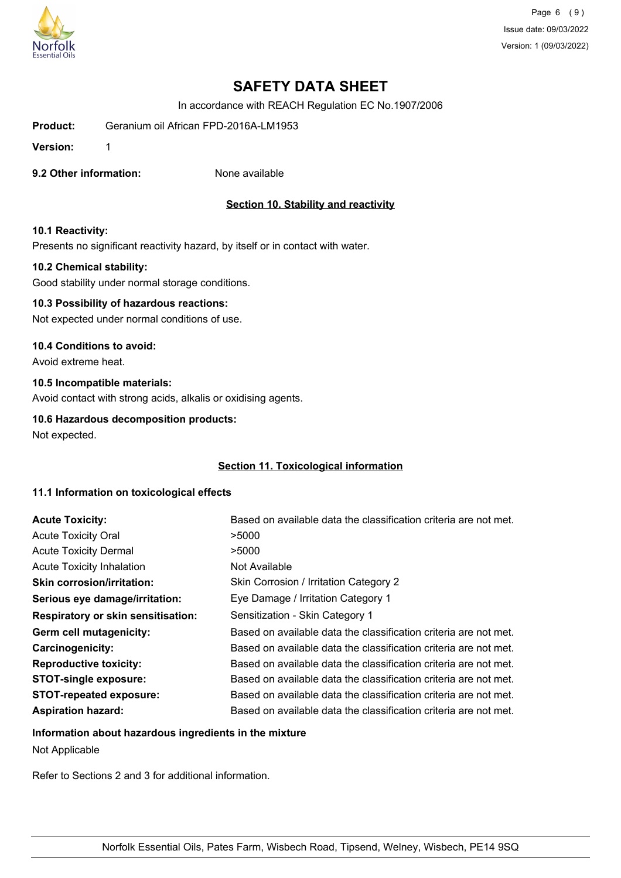# SAFETY DATA SHEET

In accordance with REACH Regulation EC No.1907/2006

**Product:** Geranium oil African FPD-2016A-LM1953

**Version:** 1

**9.2 Other information:** None available

## Section 10. Stability and reactivity

**10.1 Reactivity:**

Presents no significant reactivity hazard, by itself or in contact with water.

**10.2 Chemical stability:**

Good stability under normal storage conditions.

**10.3 Possibility of hazardous reactions:**

Not expected under normal conditions of use.

**10.4 Conditions to avoid:**

Avoid extreme heat.

**10.5 Incompatible materials:**

Avoid contact with strong acids, alkalis or oxidising agents.

**10.6 Hazardous decomposition products:**

Not expected.

## Section 11. Toxicological information

**11.1 Information on toxicological effects**

| | |
|---|---|
| **Acute Toxicity:** | Based on available data the classification criteria are not met. |
| Acute Toxicity Oral | >5000 |
| Acute Toxicity Dermal | >5000 |
| Acute Toxicity Inhalation | Not Available |
| **Skin corrosion/irritation:** | Skin Corrosion / Irritation Category 2 |
| **Serious eye damage/irritation:** | Eye Damage / Irritation Category 1 |
| **Respiratory or skin sensitisation:** | Sensitization - Skin Category 1 |
| **Germ cell mutagenicity:** | Based on available data the classification criteria are not met. |
| **Carcinogenicity:** | Based on available data the classification criteria are not met. |
| **Reproductive toxicity:** | Based on available data the classification criteria are not met. |
| **STOT-single exposure:** | Based on available data the classification criteria are not met. |
| **STOT-repeated exposure:** | Based on available data the classification criteria are not met. |
| **Aspiration hazard:** | Based on available data the classification criteria are not met. |

**Information about hazardous ingredients in the mixture**

Not Applicable

Refer to Sections 2 and 3 for additional information.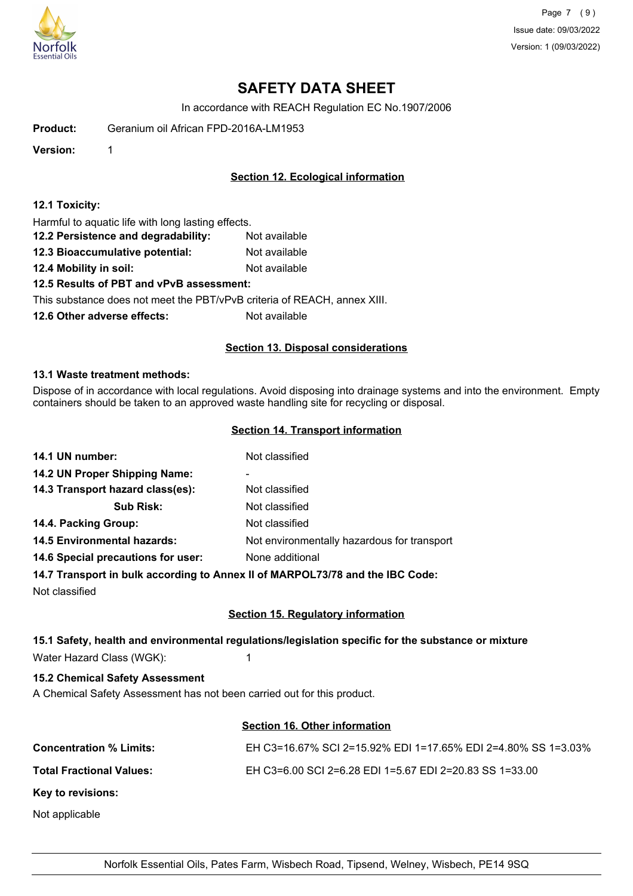# SAFETY DATA SHEET

In accordance with REACH Regulation EC No.1907/2006

**Product:** Geranium oil African FPD-2016A-LM1953

**Version:** 1

## Section 12. Ecological information

**12.1 Toxicity:**

Harmful to aquatic life with long lasting effects.

**12.2 Persistence and degradability:** Not available

**12.3 Bioaccumulative potential:** Not available

**12.4 Mobility in soil:** Not available

**12.5 Results of PBT and vPvB assessment:**

This substance does not meet the PBT/vPvB criteria of REACH, annex XIII.

**12.6 Other adverse effects:** Not available

## Section 13. Disposal considerations

**13.1 Waste treatment methods:**

Dispose of in accordance with local regulations. Avoid disposing into drainage systems and into the environment. Empty containers should be taken to an approved waste handling site for recycling or disposal.

## Section 14. Transport information

**14.1 UN number:** Not classified

**14.2 UN Proper Shipping Name:** -

**14.3 Transport hazard class(es):** Not classified

**Sub Risk:** Not classified

**14.4. Packing Group:** Not classified

**14.5 Environmental hazards:** Not environmentally hazardous for transport

**14.6 Special precautions for user:** None additional

**14.7 Transport in bulk according to Annex II of MARPOL73/78 and the IBC Code:**

Not classified

## Section 15. Regulatory information

**15.1 Safety, health and environmental regulations/legislation specific for the substance or mixture**

Water Hazard Class (WGK): 1

**15.2 Chemical Safety Assessment**

A Chemical Safety Assessment has not been carried out for this product.

## Section 16. Other information

**Concentration % Limits:** EH C3=16.67% SCI 2=15.92% EDI 1=17.65% EDI 2=4.80% SS 1=3.03%

**Total Fractional Values:** EH C3=6.00 SCI 2=6.28 EDI 1=5.67 EDI 2=20.83 SS 1=33.00

**Key to revisions:**

Not applicable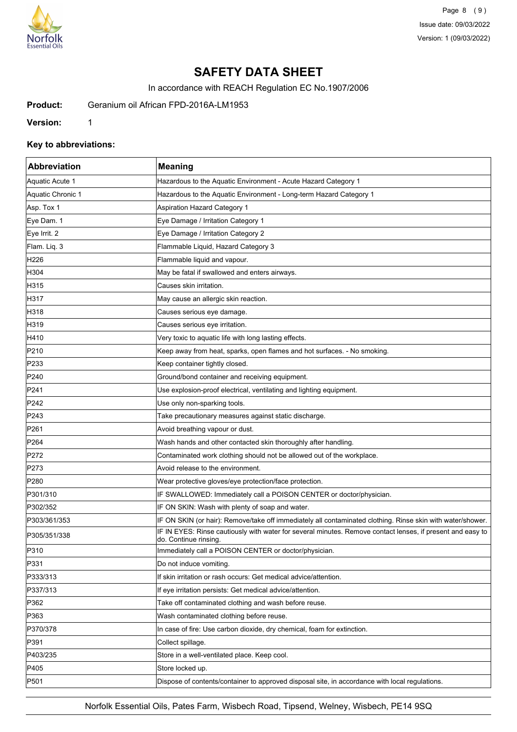# SAFETY DATA SHEET

In accordance with REACH Regulation EC No.1907/2006

**Product:** Geranium oil African FPD-2016A-LM1953

**Version:** 1

### Key to abbreviations:

| Abbreviation | Meaning |
|---|---|
| Aquatic Acute 1 | Hazardous to the Aquatic Environment - Acute Hazard Category 1 |
| Aquatic Chronic 1 | Hazardous to the Aquatic Environment - Long-term Hazard Category 1 |
| Asp. Tox 1 | Aspiration Hazard Category 1 |
| Eye Dam. 1 | Eye Damage / Irritation Category 1 |
| Eye Irrit. 2 | Eye Damage / Irritation Category 2 |
| Flam. Liq. 3 | Flammable Liquid, Hazard Category 3 |
| H226 | Flammable liquid and vapour. |
| H304 | May be fatal if swallowed and enters airways. |
| H315 | Causes skin irritation. |
| H317 | May cause an allergic skin reaction. |
| H318 | Causes serious eye damage. |
| H319 | Causes serious eye irritation. |
| H410 | Very toxic to aquatic life with long lasting effects. |
| P210 | Keep away from heat, sparks, open flames and hot surfaces. - No smoking. |
| P233 | Keep container tightly closed. |
| P240 | Ground/bond container and receiving equipment. |
| P241 | Use explosion-proof electrical, ventilating and lighting equipment. |
| P242 | Use only non-sparking tools. |
| P243 | Take precautionary measures against static discharge. |
| P261 | Avoid breathing vapour or dust. |
| P264 | Wash hands and other contacted skin thoroughly after handling. |
| P272 | Contaminated work clothing should not be allowed out of the workplace. |
| P273 | Avoid release to the environment. |
| P280 | Wear protective gloves/eye protection/face protection. |
| P301/310 | IF SWALLOWED: Immediately call a POISON CENTER or doctor/physician. |
| P302/352 | IF ON SKIN: Wash with plenty of soap and water. |
| P303/361/353 | IF ON SKIN (or hair): Remove/take off immediately all contaminated clothing. Rinse skin with water/shower. |
| P305/351/338 | IF IN EYES: Rinse cautiously with water for several minutes. Remove contact lenses, if present and easy to do. Continue rinsing. |
| P310 | Immediately call a POISON CENTER or doctor/physician. |
| P331 | Do not induce vomiting. |
| P333/313 | If skin irritation or rash occurs: Get medical advice/attention. |
| P337/313 | If eye irritation persists: Get medical advice/attention. |
| P362 | Take off contaminated clothing and wash before reuse. |
| P363 | Wash contaminated clothing before reuse. |
| P370/378 | In case of fire: Use carbon dioxide, dry chemical, foam for extinction. |
| P391 | Collect spillage. |
| P403/235 | Store in a well-ventilated place. Keep cool. |
| P405 | Store locked up. |
| P501 | Dispose of contents/container to approved disposal site, in accordance with local regulations. |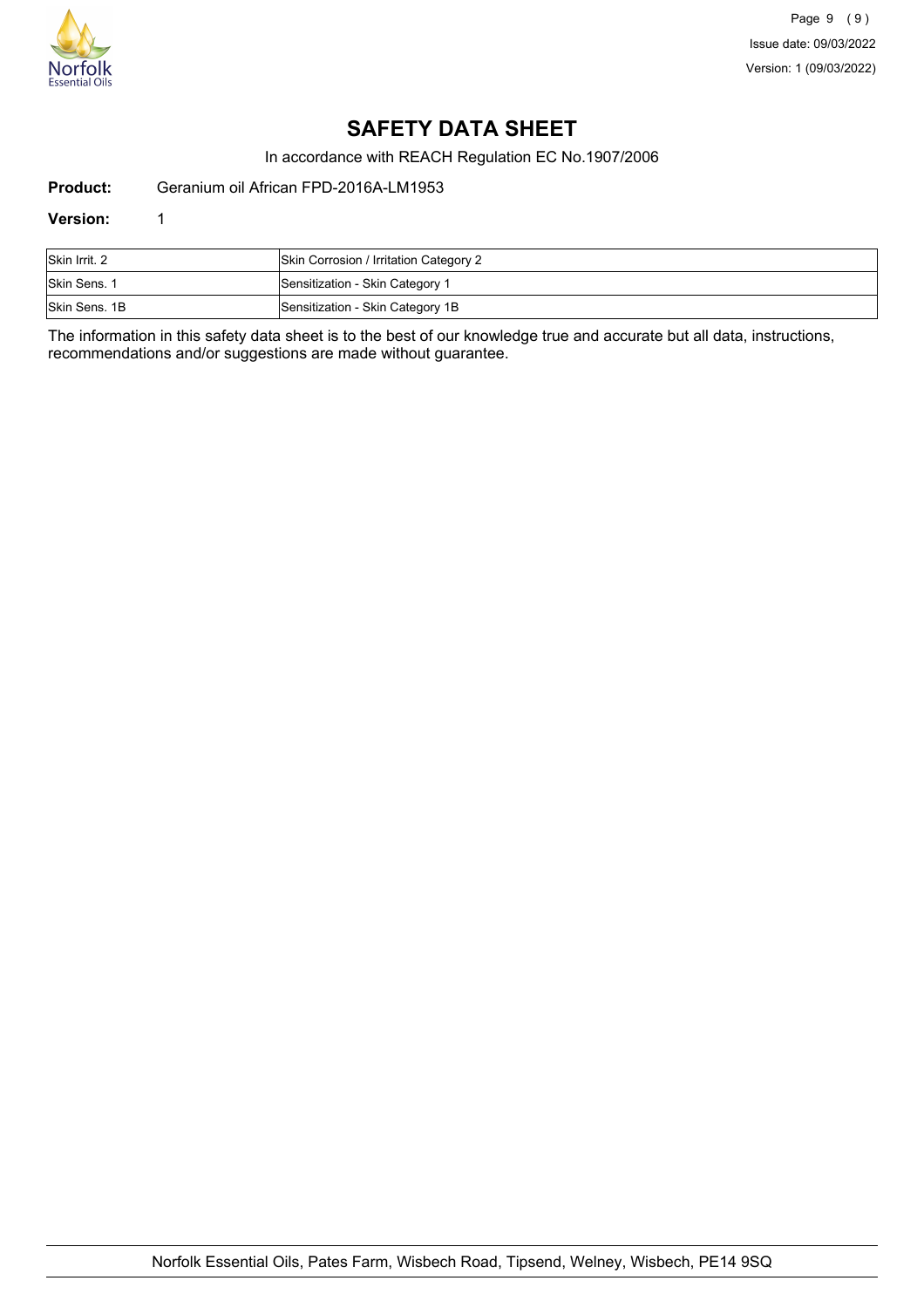# SAFETY DATA SHEET

In accordance with REACH Regulation EC No.1907/2006

**Product:** Geranium oil African FPD-2016A-LM1953

**Version:** 1

| | |
|---|---|
| Skin Irrit. 2 | Skin Corrosion / Irritation Category 2 |
| Skin Sens. 1 | Sensitization - Skin Category 1 |
| Skin Sens. 1B | Sensitization - Skin Category 1B |

The information in this safety data sheet is to the best of our knowledge true and accurate but all data, instructions, recommendations and/or suggestions are made without guarantee.